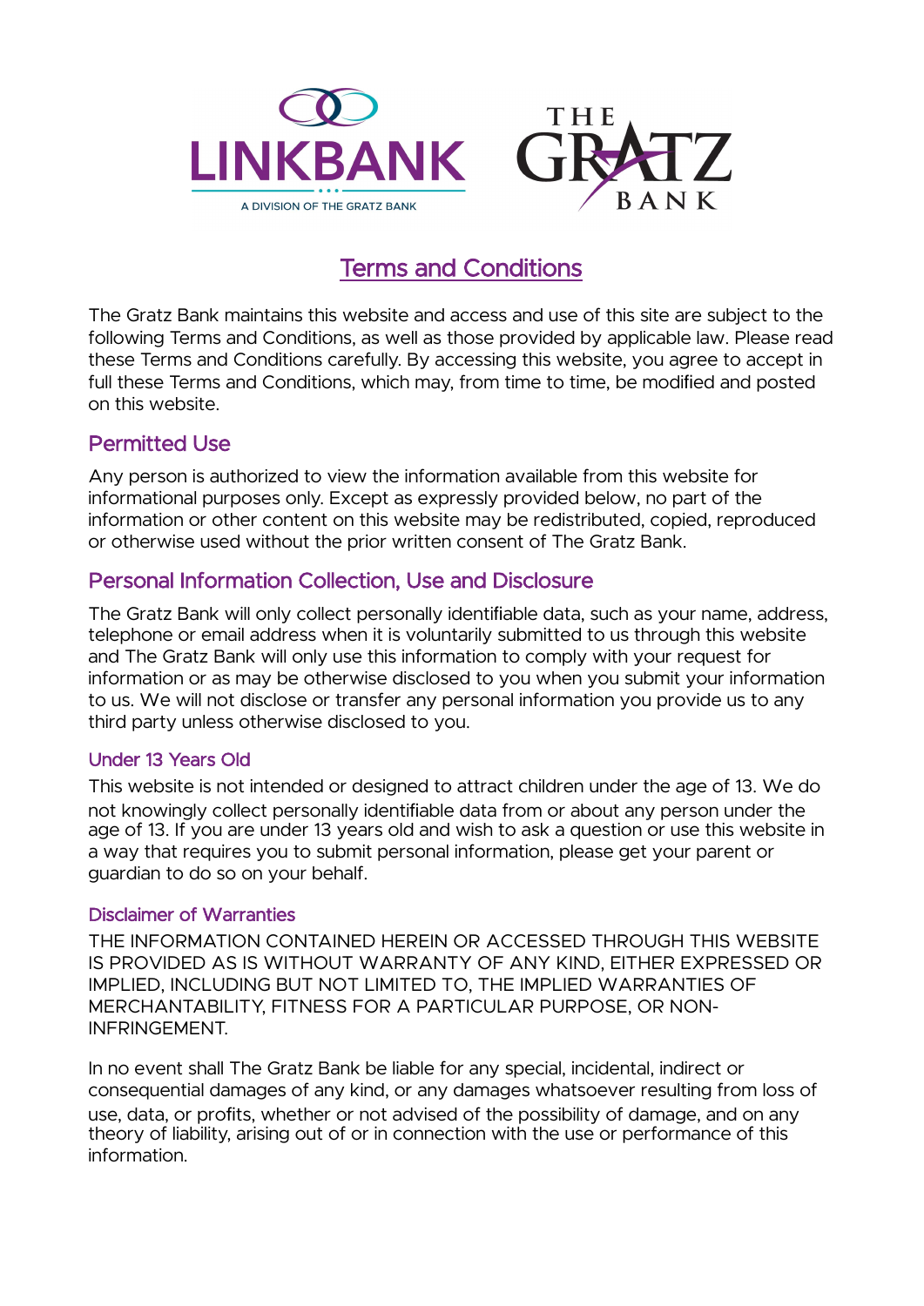LINKBANK

A DIVISION OF THE GRATZ BANK

THE GRATZ BANK

# Terms and Conditions

The Gratz Bank maintains this website and access and use of this site are subject to the following Terms and Conditions, as well as those provided by applicable law. Please read these Terms and Conditions carefully. By accessing this website, you agree to accept in full these Terms and Conditions, which may, from time to time, be modified and posted on this website.

## Permitted Use

Any person is authorized to view the information available from this website for informational purposes only. Except as expressly provided below, no part of the information or other content on this website may be redistributed, copied, reproduced or otherwise used without the prior written consent of The Gratz Bank.

## Personal Information Collection, Use and Disclosure

The Gratz Bank will only collect personally identifiable data, such as your name, address, telephone or email address when it is voluntarily submitted to us through this website and The Gratz Bank will only use this information to comply with your request for information or as may be otherwise disclosed to you when you submit your information to us. We will not disclose or transfer any personal information you provide us to any third party unless otherwise disclosed to you.

### Under 13 Years Old

This website is not intended or designed to attract children under the age of 13. We do not knowingly collect personally identifiable data from or about any person under the age of 13. If you are under 13 years old and wish to ask a question or use this website in a way that requires you to submit personal information, please get your parent or guardian to do so on your behalf.

### Disclaimer of Warranties

THE INFORMATION CONTAINED HEREIN OR ACCESSED THROUGH THIS WEBSITE IS PROVIDED AS IS WITHOUT WARRANTY OF ANY KIND, EITHER EXPRESSED OR IMPLIED, INCLUDING BUT NOT LIMITED TO, THE IMPLIED WARRANTIES OF MERCHANTABILITY, FITNESS FOR A PARTICULAR PURPOSE, OR NON-INFRINGEMENT.

In no event shall The Gratz Bank be liable for any special, incidental, indirect or consequential damages of any kind, or any damages whatsoever resulting from loss of use, data, or profits, whether or not advised of the possibility of damage, and on any theory of liability, arising out of or in connection with the use or performance of this information.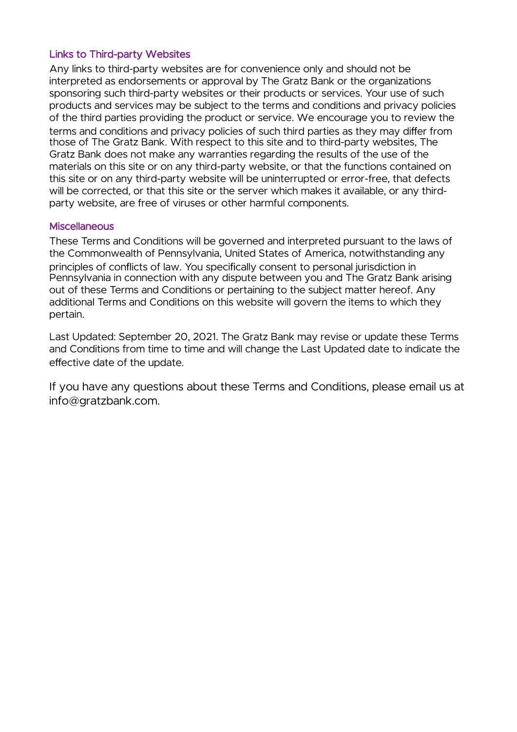## Links to Third-party Websites

Any links to third-party websites are for convenience only and should not be interpreted as endorsements or approval by The Gratz Bank or the organizations sponsoring such third-party websites or their products or services. Your use of such products and services may be subject to the terms and conditions and privacy policies of the third parties providing the product or service. We encourage you to review the terms and conditions and privacy policies of such third parties as they may differ from those of The Gratz Bank. With respect to this site and to third-party websites, The Gratz Bank does not make any warranties regarding the results of the use of the materials on this site or on any third-party website, or that the functions contained on this site or on any third-party website will be uninterrupted or error-free, that defects will be corrected, or that this site or the server which makes it available, or any third-party website, are free of viruses or other harmful components.

## Miscellaneous

These Terms and Conditions will be governed and interpreted pursuant to the laws of the Commonwealth of Pennsylvania, United States of America, notwithstanding any principles of conflicts of law. You specifically consent to personal jurisdiction in Pennsylvania in connection with any dispute between you and The Gratz Bank arising out of these Terms and Conditions or pertaining to the subject matter hereof. Any additional Terms and Conditions on this website will govern the items to which they pertain.

Last Updated: September 20, 2021. The Gratz Bank may revise or update these Terms and Conditions from time to time and will change the Last Updated date to indicate the effective date of the update.

If you have any questions about these Terms and Conditions, please email us at info@gratzbank.com.